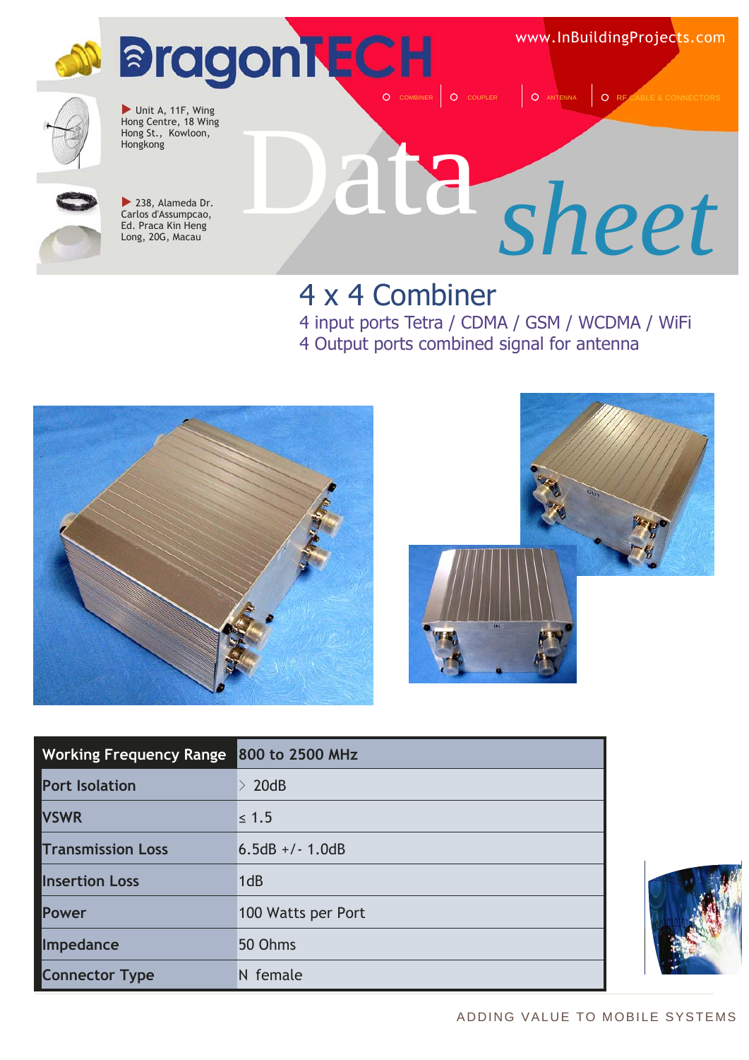# DragonTECH

www.InBuildingProjects.com

COMBINER | COUPLER | ANTENNA | RF CABLE & CONNECTORS

Unit A, 11F, Wing Hong Centre, 18 Wing Hong St., Kowloon, Hongkong

238, Alameda Dr. Carlos d'Assumpcao, Ed. Praca Kin Heng Long, 20G, Macau

Data *sheet*

## 4 x 4 Combiner

4 input ports Tetra / CDMA / GSM / WCDMA / WiFi
4 Output ports combined signal for antenna

| Working Frequency Range | 800 to 2500 MHz |
|---|---|
| Port Isolation | > 20dB |
| VSWR | ≤ 1.5 |
| Transmission Loss | 6.5dB +/- 1.0dB |
| Insertion Loss | 1dB |
| Power | 100 Watts per Port |
| Impedance | 50 Ohms |
| Connector Type | N female |

ADDING VALUE TO MOBILE SYSTEMS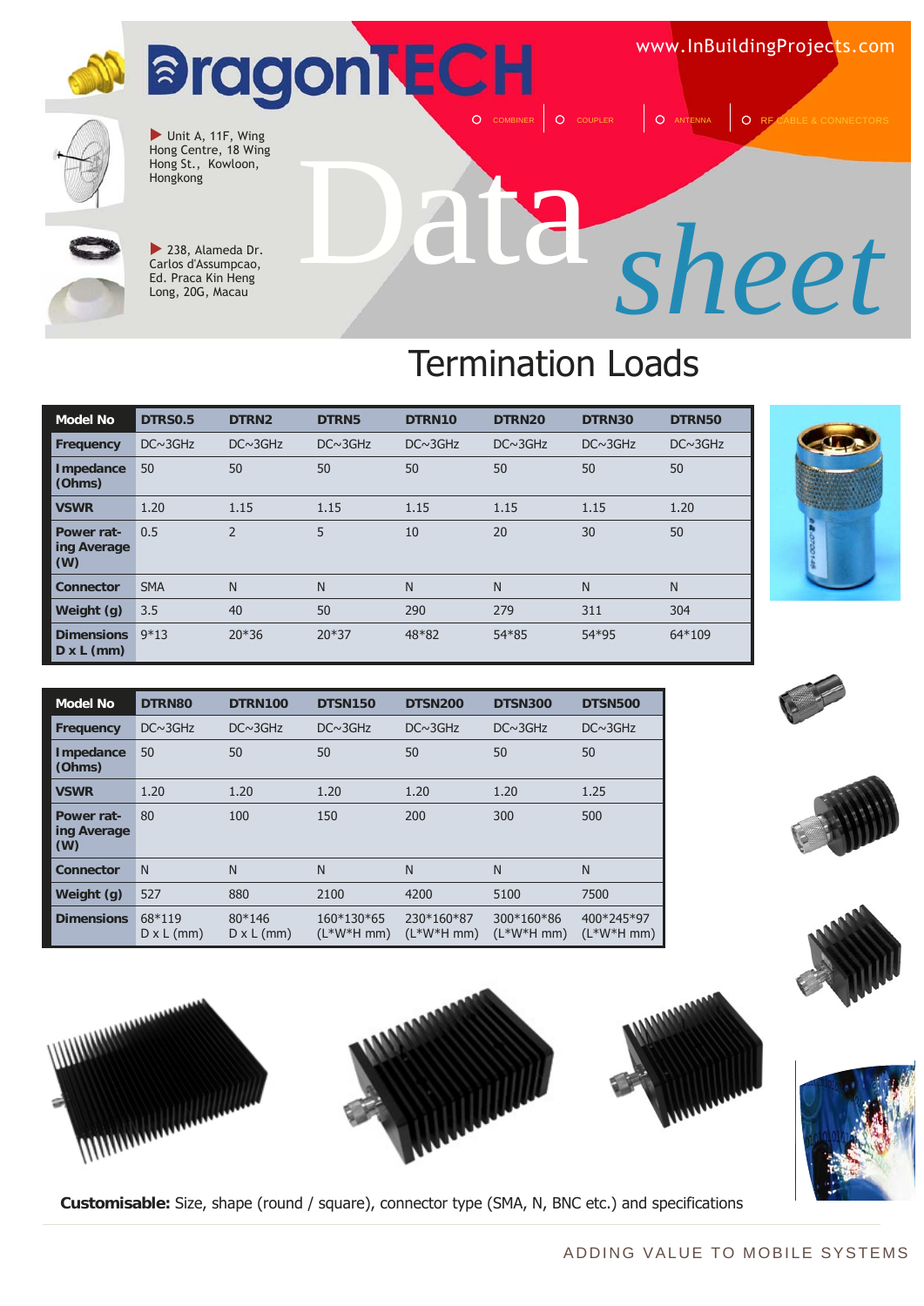# DragonTECH

www.InBuildingProjects.com

COMBINER | COUPLER | ANTENNA | RF CABLE & CONNECTORS

Unit A, 11F, Wing Hong Centre, 18 Wing Hong St., Kowloon, Hongkong

238, Alameda Dr. Carlos d'Assumpcao, Ed. Praca Kin Heng Long, 20G, Macau

# Data *sheet*

## Termination Loads

| Model No | DTRS0.5 | DTRN2 | DTRN5 | DTRN10 | DTRN20 | DTRN30 | DTRN50 |
|---|---|---|---|---|---|---|---|
| Frequency | DC~3GHz | DC~3GHz | DC~3GHz | DC~3GHz | DC~3GHz | DC~3GHz | DC~3GHz |
| Impedance (Ohms) | 50 | 50 | 50 | 50 | 50 | 50 | 50 |
| VSWR | 1.20 | 1.15 | 1.15 | 1.15 | 1.15 | 1.15 | 1.20 |
| Power rating Average (W) | 0.5 | 2 | 5 | 10 | 20 | 30 | 50 |
| Connector | SMA | N | N | N | N | N | N |
| Weight (g) | 3.5 | 40 | 50 | 290 | 279 | 311 | 304 |
| Dimensions D x L (mm) | 9*13 | 20*36 | 20*37 | 48*82 | 54*85 | 54*95 | 64*109 |

| Model No | DTRN80 | DTRN100 | DTSN150 | DTSN200 | DTSN300 | DTSN500 |
|---|---|---|---|---|---|---|
| Frequency | DC~3GHz | DC~3GHz | DC~3GHz | DC~3GHz | DC~3GHz | DC~3GHz |
| Impedance (Ohms) | 50 | 50 | 50 | 50 | 50 | 50 |
| VSWR | 1.20 | 1.20 | 1.20 | 1.20 | 1.20 | 1.25 |
| Power rating Average (W) | 80 | 100 | 150 | 200 | 300 | 500 |
| Connector | N | N | N | N | N | N |
| Weight (g) | 527 | 880 | 2100 | 4200 | 5100 | 7500 |
| Dimensions | 68*119 D x L (mm) | 80*146 D x L (mm) | 160*130*65 (L*W*H mm) | 230*160*87 (L*W*H mm) | 300*160*86 (L*W*H mm) | 400*245*97 (L*W*H mm) |

**Customisable:** Size, shape (round / square), connector type (SMA, N, BNC etc.) and specifications

ADDING VALUE TO MOBILE SYSTEMS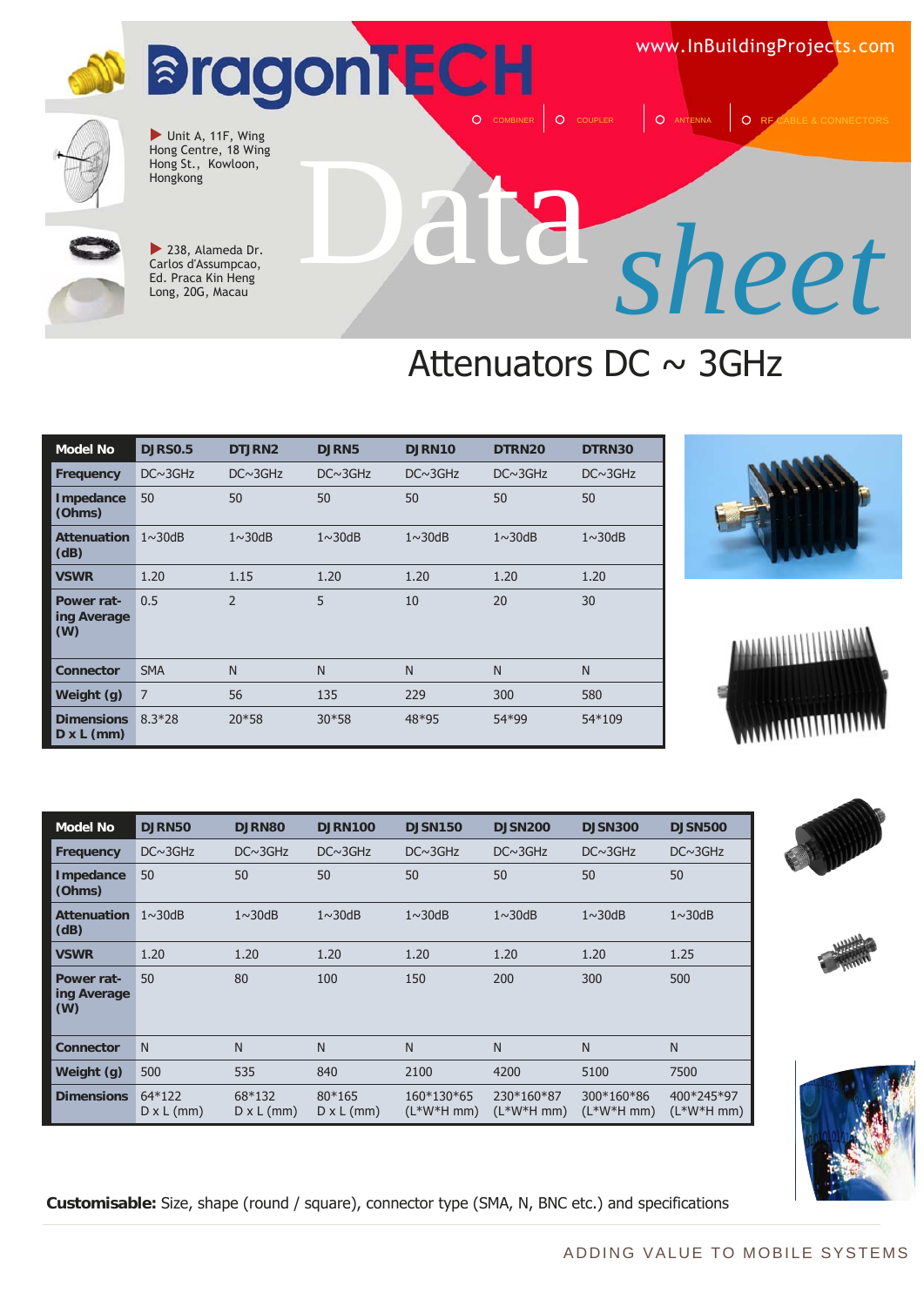# DragonTECH

www.InBuildingProjects.com

COMBINER | COUPLER | ANTENNA | RF CABLE & CONNECTORS

Unit A, 11F, Wing Hong Centre, 18 Wing Hong St., Kowloon, Hongkong

238, Alameda Dr. Carlos d'Assumpcao, Ed. Praca Kin Heng Long, 20G, Macau

Data *sheet*

## Attenuators DC ~ 3GHz

| Model No | DJRS0.5 | DTJRN2 | DJRN5 | DJRN10 | DTRN20 | DTRN30 |
|---|---|---|---|---|---|---|
| Frequency | DC~3GHz | DC~3GHz | DC~3GHz | DC~3GHz | DC~3GHz | DC~3GHz |
| Impedance (Ohms) | 50 | 50 | 50 | 50 | 50 | 50 |
| Attenuation (dB) | 1~30dB | 1~30dB | 1~30dB | 1~30dB | 1~30dB | 1~30dB |
| VSWR | 1.20 | 1.15 | 1.20 | 1.20 | 1.20 | 1.20 |
| Power rating Average (W) | 0.5 | 2 | 5 | 10 | 20 | 30 |
| Connector | SMA | N | N | N | N | N |
| Weight (g) | 7 | 56 | 135 | 229 | 300 | 580 |
| Dimensions D x L (mm) | 8.3*28 | 20*58 | 30*58 | 48*95 | 54*99 | 54*109 |

| Model No | DJRN50 | DJRN80 | DJRN100 | DJSN150 | DJSN200 | DJSN300 | DJSN500 |
|---|---|---|---|---|---|---|---|
| Frequency | DC~3GHz | DC~3GHz | DC~3GHz | DC~3GHz | DC~3GHz | DC~3GHz | DC~3GHz |
| Impedance (Ohms) | 50 | 50 | 50 | 50 | 50 | 50 | 50 |
| Attenuation (dB) | 1~30dB | 1~30dB | 1~30dB | 1~30dB | 1~30dB | 1~30dB | 1~30dB |
| VSWR | 1.20 | 1.20 | 1.20 | 1.20 | 1.20 | 1.20 | 1.25 |
| Power rating Average (W) | 50 | 80 | 100 | 150 | 200 | 300 | 500 |
| Connector | N | N | N | N | N | N | N |
| Weight (g) | 500 | 535 | 840 | 2100 | 4200 | 5100 | 7500 |
| Dimensions | 64*122 D x L (mm) | 68*132 D x L (mm) | 80*165 D x L (mm) | 160*130*65 (L*W*H mm) | 230*160*87 (L*W*H mm) | 300*160*86 (L*W*H mm) | 400*245*97 (L*W*H mm) |

**Customisable:** Size, shape (round / square), connector type (SMA, N, BNC etc.) and specifications

ADDING VALUE TO MOBILE SYSTEMS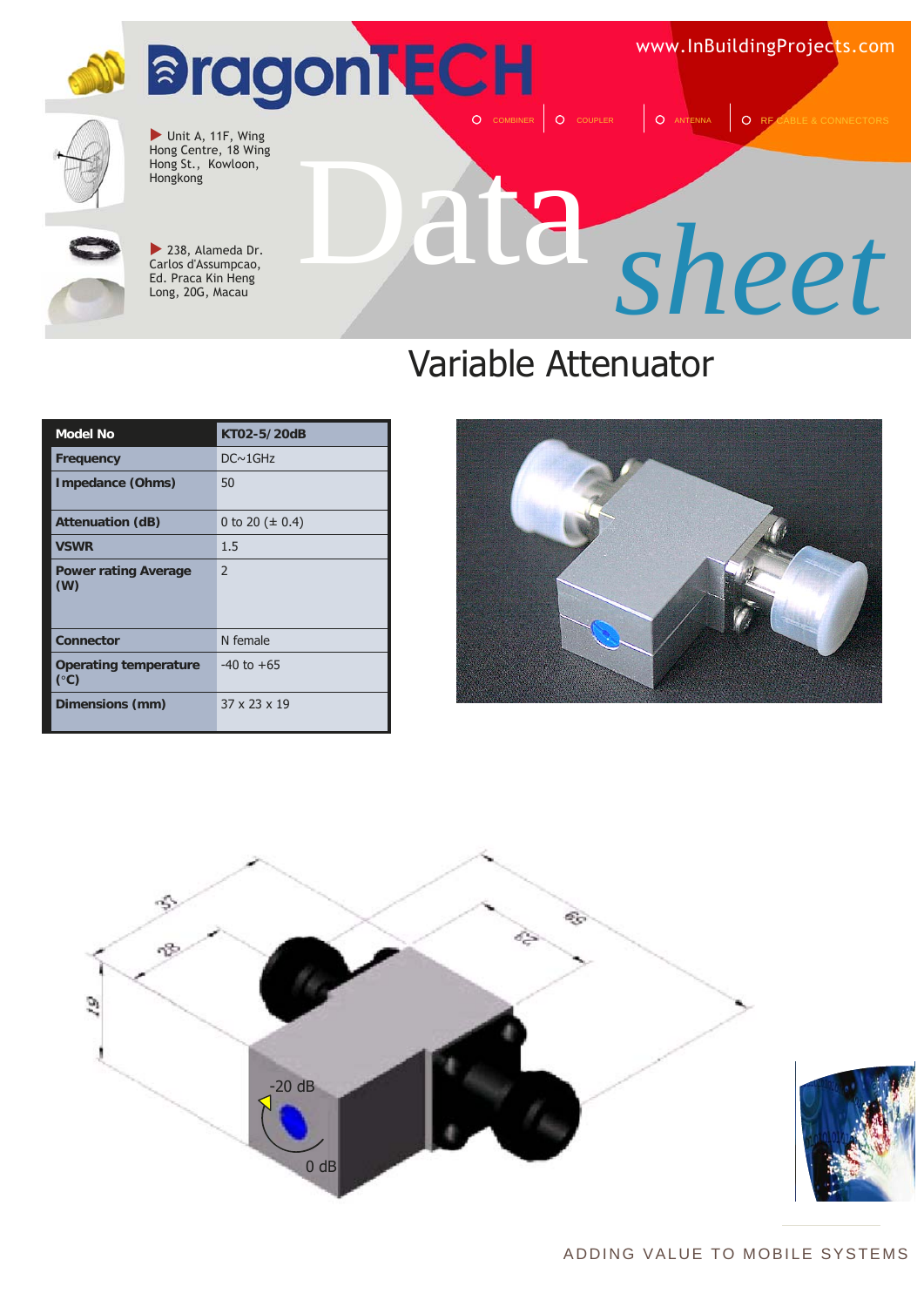# DragonTECH

www.InBuildingProjects.com

COMBINER | COUPLER | ANTENNA | RF CABLE & CONNECTORS

Unit A, 11F, Wing Hong Centre, 18 Wing Hong St., Kowloon, Hongkong

238, Alameda Dr. Carlos d'Assumpcao, Ed. Praca Kin Heng Long, 20G, Macau

# Data sheet

## Variable Attenuator

| Model No | KT02-5/20dB |
|---|---|
| Frequency | DC~1GHz |
| Impedance (Ohms) | 50 |
| Attenuation (dB) | 0 to 20 (± 0.4) |
| VSWR | 1.5 |
| Power rating Average (W) | 2 |
| Connector | N female |
| Operating temperature (°C) | -40 to +65 |
| Dimensions (mm) | 37 x 23 x 19 |

37, 28, 19, 69, 52

-20 dB

0 dB

ADDING VALUE TO MOBILE SYSTEMS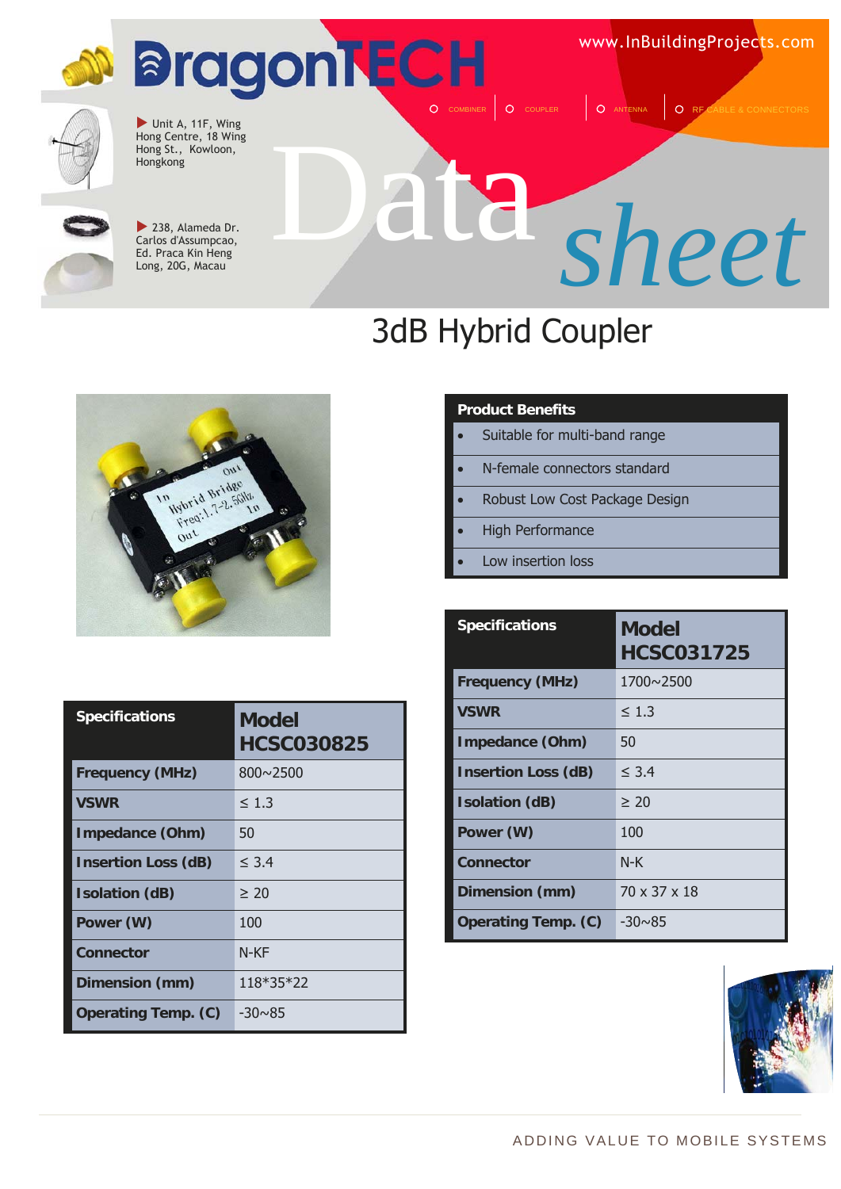# DragonTECH

www.InBuildingProjects.com

COMBINER | COUPLER | ANTENNA | RF CABLE & CONNECTORS

Unit A, 11F, Wing Hong Centre, 18 Wing Hong St., Kowloon, Hongkong

238, Alameda Dr. Carlos d'Assumpcao, Ed. Praca Kin Heng Long, 20G, Macau

Data *sheet*

## 3dB Hybrid Coupler

| Product Benefits |
|---|
| • Suitable for multi-band range |
| • N-female connectors standard |
| • Robust Low Cost Package Design |
| • High Performance |
| • Low insertion loss |

| Specifications | Model HCSC030825 |
|---|---|
| Frequency (MHz) | 800~2500 |
| VSWR | ≤ 1.3 |
| Impedance (Ohm) | 50 |
| Insertion Loss (dB) | ≤ 3.4 |
| Isolation (dB) | ≥ 20 |
| Power (W) | 100 |
| Connector | N-KF |
| Dimension (mm) | 118*35*22 |
| Operating Temp. (C) | -30~85 |

| Specifications | Model HCSC031725 |
|---|---|
| Frequency (MHz) | 1700~2500 |
| VSWR | ≤ 1.3 |
| Impedance (Ohm) | 50 |
| Insertion Loss (dB) | ≤ 3.4 |
| Isolation (dB) | ≥ 20 |
| Power (W) | 100 |
| Connector | N-K |
| Dimension (mm) | 70 x 37 x 18 |
| Operating Temp. (C) | -30~85 |

ADDING VALUE TO MOBILE SYSTEMS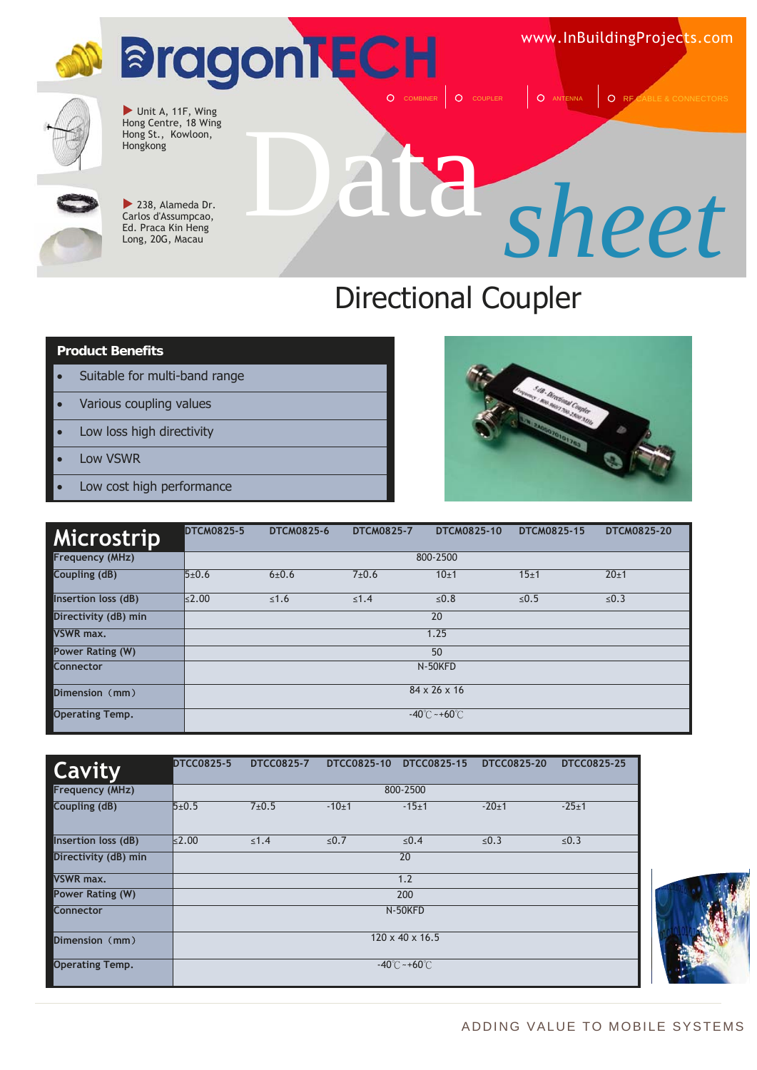DragonTECH

www.InBuildingProjects.com

COMBINER | COUPLER | ANTENNA | RF CABLE & CONNECTORS

Unit A, 11F, Wing Hong Centre, 18 Wing Hong St., Kowloon, Hongkong

238, Alameda Dr. Carlos d'Assumpcao, Ed. Praca Kin Heng Long, 20G, Macau

# Data *sheet*

## Directional Coupler

**Product Benefits**

- Suitable for multi-band range
- Various coupling values
- Low loss high directivity
- Low VSWR
- Low cost high performance

| Microstrip | DTCM0825-5 | DTCM0825-6 | DTCM0825-7 | DTCM0825-10 | DTCM0825-15 | DTCM0825-20 |
|---|---|---|---|---|---|---|
| Frequency (MHz) | 800-2500 | | | | | |
| Coupling (dB) | 5±0.6 | 6±0.6 | 7±0.6 | 10±1 | 15±1 | 20±1 |
| Insertion loss (dB) | ≤2.00 | ≤1.6 | ≤1.4 | ≤0.8 | ≤0.5 | ≤0.3 |
| Directivity (dB) min | 20 | | | | | |
| VSWR max. | 1.25 | | | | | |
| Power Rating (W) | 50 | | | | | |
| Connector | N-50KFD | | | | | |
| Dimension (mm) | 84 x 26 x 16 | | | | | |
| Operating Temp. | -40℃~+60℃ | | | | | |

| Cavity | DTCC0825-5 | DTCC0825-7 | DTCC0825-10 | DTCC0825-15 | DTCC0825-20 | DTCC0825-25 |
|---|---|---|---|---|---|---|
| Frequency (MHz) | 800-2500 | | | | | |
| Coupling (dB) | 5±0.5 | 7±0.5 | -10±1 | -15±1 | -20±1 | -25±1 |
| Insertion loss (dB) | ≤2.00 | ≤1.4 | ≤0.7 | ≤0.4 | ≤0.3 | ≤0.3 |
| Directivity (dB) min | 20 | | | | | |
| VSWR max. | 1.2 | | | | | |
| Power Rating (W) | 200 | | | | | |
| Connector | N-50KFD | | | | | |
| Dimension (mm) | 120 x 40 x 16.5 | | | | | |
| Operating Temp. | -40℃~+60℃ | | | | | |

ADDING VALUE TO MOBILE SYSTEMS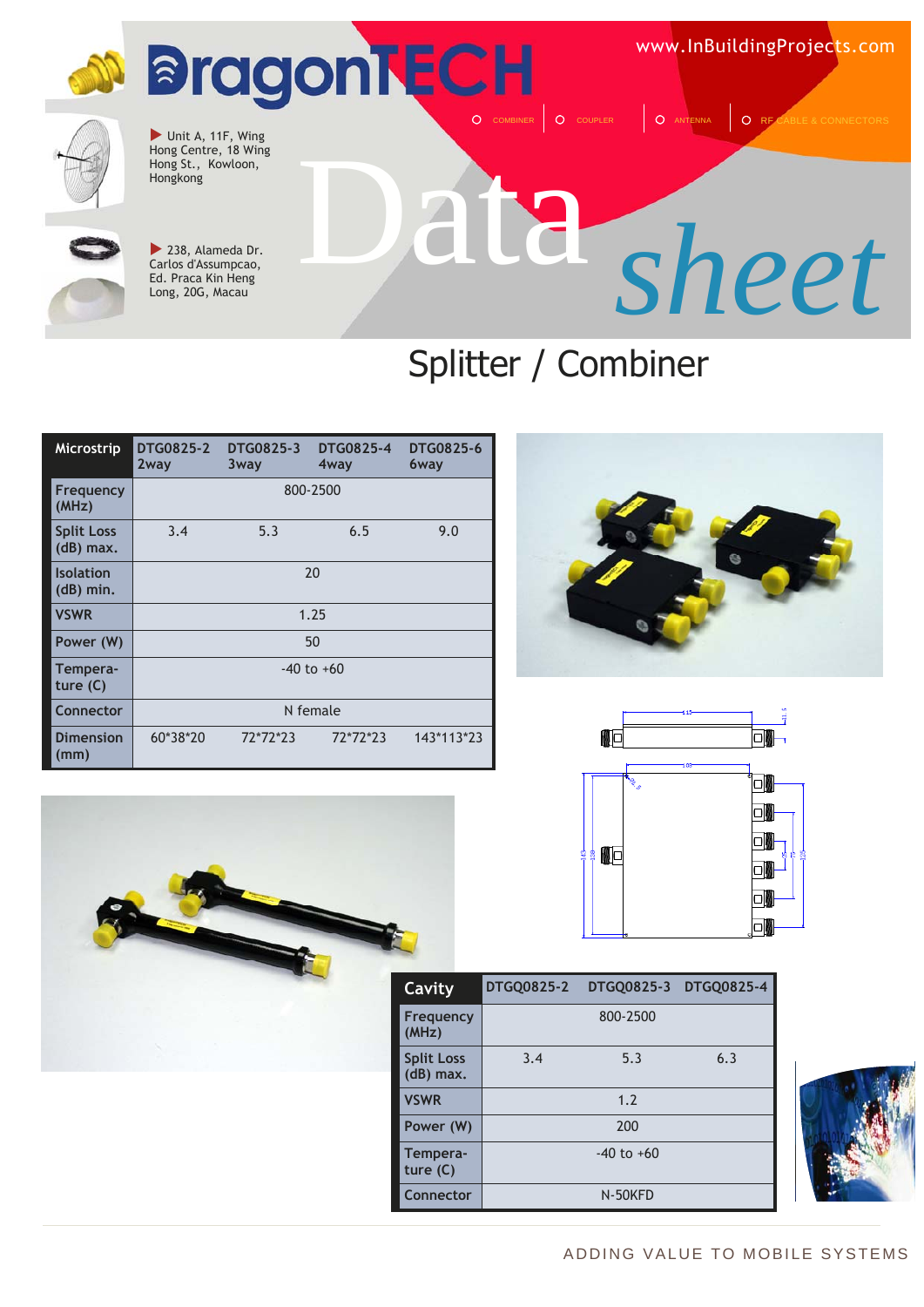# DragonTECH

www.InBuildingProjects.com

COMBINER | COUPLER | ANTENNA | RF CABLE & CONNECTORS

Unit A, 11F, Wing Hong Centre, 18 Wing Hong St., Kowloon, Hongkong

238, Alameda Dr. Carlos d'Assumpcao, Ed. Praca Kin Heng Long, 20G, Macau

Data *sheet*

## Splitter / Combiner

| Microstrip | DTG0825-2 2way | DTG0825-3 3way | DTG0825-4 4way | DTG0825-6 6way |
|---|---|---|---|---|
| Frequency (MHz) | 800-2500 | | | |
| Split Loss (dB) max. | 3.4 | 5.3 | 6.5 | 9.0 |
| Isolation (dB) min. | 20 | | | |
| VSWR | 1.25 | | | |
| Power (W) | 50 | | | |
| Tempera-ture (C) | -40 to +60 | | | |
| Connector | N female | | | |
| Dimension (mm) | 60*38*20 | 72*72*23 | 72*72*23 | 143*113*23 |

| Cavity | DTGQ0825-2 | DTGQ0825-3 | DTGQ0825-4 |
|---|---|---|---|
| Frequency (MHz) | 800-2500 | | |
| Split Loss (dB) max. | 3.4 | 5.3 | 6.3 |
| VSWR | 1.2 | | |
| Power (W) | 200 | | |
| Tempera-ture (C) | -40 to +60 | | |
| Connector | N-50KFD | | |

ADDING VALUE TO MOBILE SYSTEMS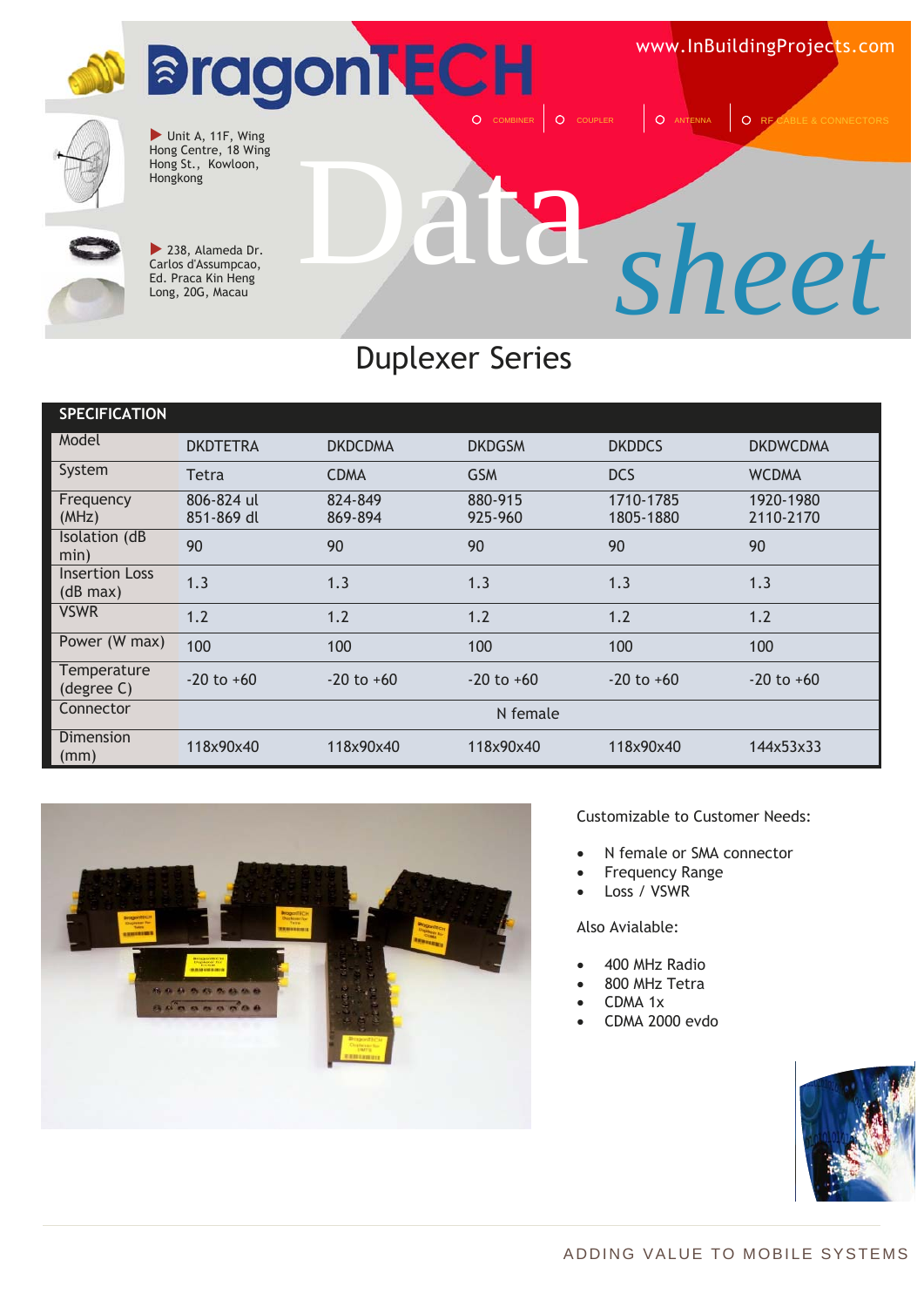# DragonTECH

www.InBuildingProjects.com

COMBINER | COUPLER | ANTENNA | RF CABLE & CONNECTORS

Unit A, 11F, Wing Hong Centre, 18 Wing Hong St., Kowloon, Hongkong

238, Alameda Dr. Carlos d'Assumpcao, Ed. Praca Kin Heng Long, 20G, Macau

# Data *sheet*

## Duplexer Series

| SPECIFICATION | | | | | |
|---|---|---|---|---|---|
| Model | DKDTETRA | DKDCDMA | DKDGSM | DKDDCS | DKDWCDMA |
| System | Tetra | CDMA | GSM | DCS | WCDMA |
| Frequency (MHz) | 806-824 ul 851-869 dl | 824-849 869-894 | 880-915 925-960 | 1710-1785 1805-1880 | 1920-1980 2110-2170 |
| Isolation (dB min) | 90 | 90 | 90 | 90 | 90 |
| Insertion Loss (dB max) | 1.3 | 1.3 | 1.3 | 1.3 | 1.3 |
| VSWR | 1.2 | 1.2 | 1.2 | 1.2 | 1.2 |
| Power (W max) | 100 | 100 | 100 | 100 | 100 |
| Temperature (degree C) | -20 to +60 | -20 to +60 | -20 to +60 | -20 to +60 | -20 to +60 |
| Connector | N female | | | | |
| Dimension (mm) | 118x90x40 | 118x90x40 | 118x90x40 | 118x90x40 | 144x53x33 |

Customizable to Customer Needs:

- N female or SMA connector
- Frequency Range
- Loss / VSWR

Also Avialable:

- 400 MHz Radio
- 800 MHz Tetra
- CDMA 1x
- CDMA 2000 evdo

ADDING VALUE TO MOBILE SYSTEMS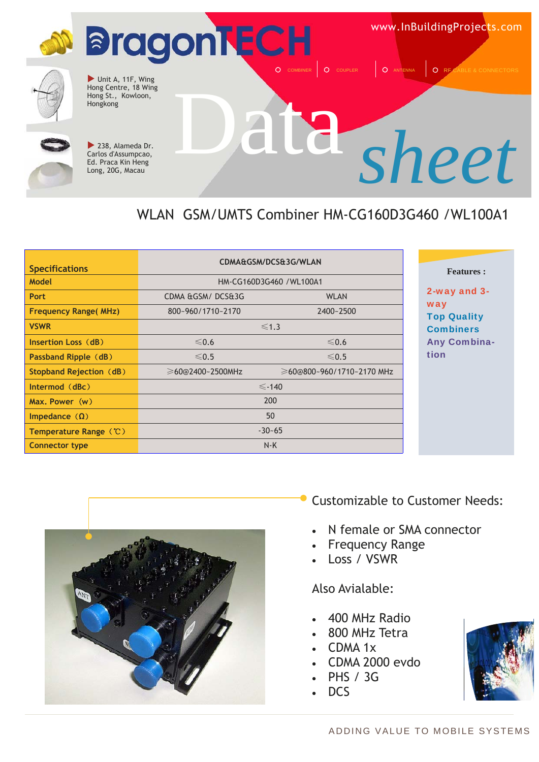# DragonTECH

www.InBuildingProjects.com

COMBINER | COUPLER | ANTENNA | RF CABLE & CONNECTORS

Unit A, 11F, Wing Hong Centre, 18 Wing Hong St., Kowloon, Hongkong

238, Alameda Dr. Carlos d'Assumpcao, Ed. Praca Kin Heng Long, 20G, Macau

# Data *sheet*

## WLAN GSM/UMTS Combiner HM-CG160D3G460 /WL100A1

| Specifications | CDMA&GSM/DCS&3G/WLAN | |
|---|---|---|
| Model | HM-CG160D3G460 /WL100A1 | |
| Port | CDMA &GSM/ DCS&3G | WLAN |
| Frequency Range( MHz) | 800~960/1710~2170 | 2400~2500 |
| VSWR | ≤1.3 | |
| Insertion Loss (dB) | ≤0.6 | ≤0.6 |
| Passband Ripple (dB) | ≤0.5 | ≤0.5 |
| Stopband Rejection (dB) | ≥60@2400~2500MHz | ≥60@800~960/1710~2170 MHz |
| Intermod (dBc) | ≤-140 | |
| Max. Power (w) | 200 | |
| Impedance (Ω) | 50 | |
| Temperature Range (℃) | -30~65 | |
| Connector type | N-K | |

**Features :**

- 2-way and 3-way
- Top Quality Combiners
- Any Combination

Customizable to Customer Needs:

- N female or SMA connector
- Frequency Range
- Loss / VSWR

Also Avialable:

- 400 MHz Radio
- 800 MHz Tetra
- CDMA 1x
- CDMA 2000 evdo
- PHS / 3G
- DCS

ADDING VALUE TO MOBILE SYSTEMS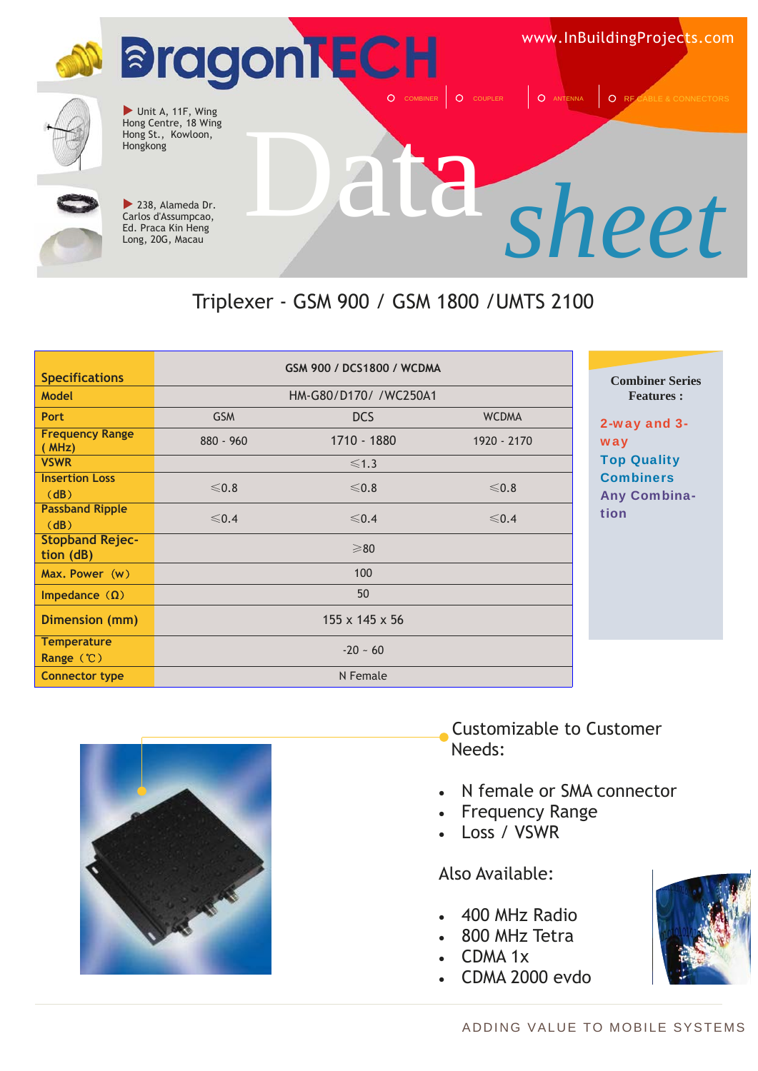# DragonTECH

www.InBuildingProjects.com

COMBINER | COUPLER | ANTENNA | RF CABLE & CONNECTORS

Unit A, 11F, Wing Hong Centre, 18 Wing Hong St., Kowloon, Hongkong

238, Alameda Dr. Carlos d'Assumpcao, Ed. Praca Kin Heng Long, 20G, Macau

Data *sheet*

## Triplexer - GSM 900 / GSM 1800 /UMTS 2100

| Specifications | GSM 900 / DCS1800 / WCDMA | | |
|---|---|---|---|
| Model | HM-G80/D170/ /WC250A1 | | |
| Port | GSM | DCS | WCDMA |
| Frequency Range ( MHz) | 880 - 960 | 1710 - 1880 | 1920 - 2170 |
| VSWR | ≤1.3 | | |
| Insertion Loss (dB) | ≤0.8 | ≤0.8 | ≤0.8 |
| Passband Ripple (dB) | ≤0.4 | ≤0.4 | ≤0.4 |
| Stopband Rejection (dB) | ≥80 | | |
| Max. Power (w) | 100 | | |
| Impedance (Ω) | 50 | | |
| Dimension (mm) | 155 x 145 x 56 | | |
| Temperature Range (℃) | -20 ~ 60 | | |
| Connector type | N Female | | |

**Combiner Series Features :**

2-way and 3-way
Top Quality Combiners
Any Combination

Customizable to Customer Needs:

- N female or SMA connector
- Frequency Range
- Loss / VSWR

Also Available:

- 400 MHz Radio
- 800 MHz Tetra
- CDMA 1x
- CDMA 2000 evdo

ADDING VALUE TO MOBILE SYSTEMS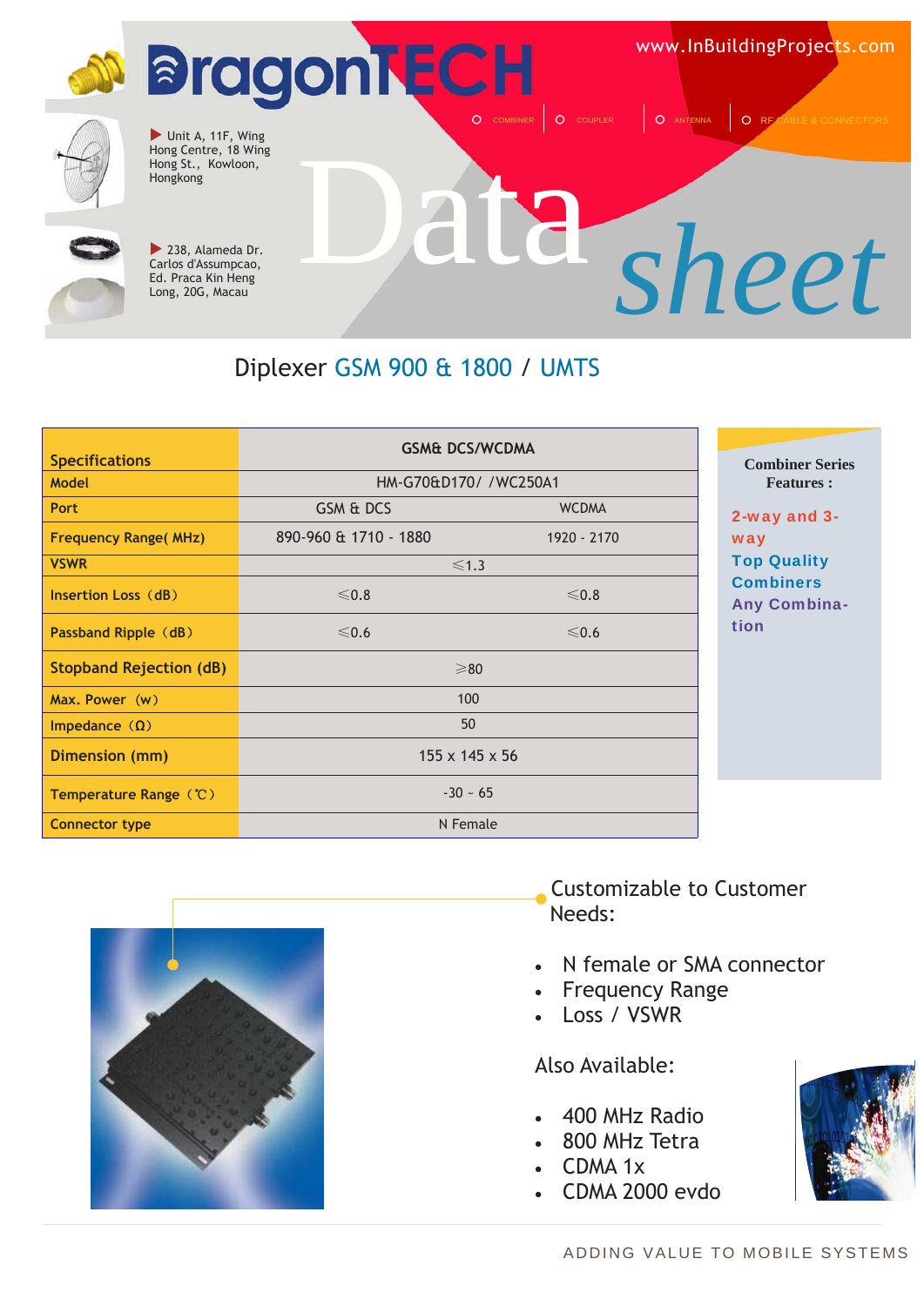DragonTECH

www.InBuildingProjects.com

COMBINER | COUPLER | ANTENNA | RF CABLE & CONNECTORS

Unit A, 11F, Wing Hong Centre, 18 Wing Hong St., Kowloon, Hongkong

238, Alameda Dr. Carlos d'Assumpcao, Ed. Praca Kin Heng Long, 20G, Macau

# Data *sheet*

## Diplexer GSM 900 & 1800 / UMTS

| Specifications | GSM& DCS/WCDMA | |
|---|---|---|
| Model | HM-G70&D170/ /WC250A1 | |
| Port | GSM & DCS | WCDMA |
| Frequency Range( MHz) | 890-960 & 1710 - 1880 | 1920 - 2170 |
| VSWR | ≤1.3 | |
| Insertion Loss（dB） | ≤0.8 | ≤0.8 |
| Passband Ripple（dB） | ≤0.6 | ≤0.6 |
| Stopband Rejection (dB) | ≥80 | |
| Max. Power（w） | 100 | |
| Impedance（Ω） | 50 | |
| Dimension (mm) | 155 x 145 x 56 | |
| Temperature Range（℃） | -30 ~ 65 | |
| Connector type | N Female | |

**Combiner Series Features :**

2-way and 3-way

Top Quality Combiners

Any Combination

Customizable to Customer Needs:

- N female or SMA connector
- Frequency Range
- Loss / VSWR

Also Available:

- 400 MHz Radio
- 800 MHz Tetra
- CDMA 1x
- CDMA 2000 evdo

ADDING VALUE TO MOBILE SYSTEMS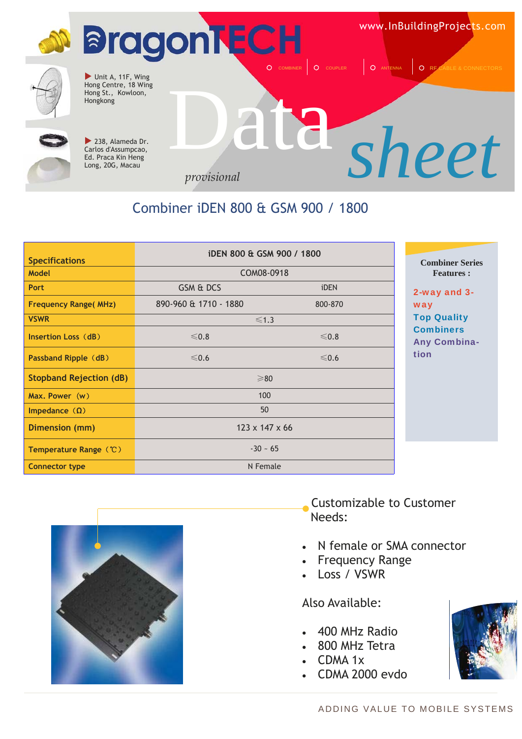# DragonTECH

www.InBuildingProjects.com

COMBINER | COUPLER | ANTENNA | RF CABLE & CONNECTORS

Unit A, 11F, Wing Hong Centre, 18 Wing Hong St., Kowloon, Hongkong

238, Alameda Dr. Carlos d'Assumpcao, Ed. Praca Kin Heng Long, 20G, Macau

# Data sheet

*provisional*

## Combiner iDEN 800 & GSM 900 / 1800

| Specifications | iDEN 800 & GSM 900 / 1800 | |
|---|---|---|
| Model | COM08-0918 | |
| Port | GSM & DCS | iDEN |
| Frequency Range( MHz) | 890-960 & 1710 - 1880 | 800-870 |
| VSWR | ≤1.3 | |
| Insertion Loss（dB） | ≤0.8 | ≤0.8 |
| Passband Ripple（dB） | ≤0.6 | ≤0.6 |
| Stopband Rejection (dB) | ≥80 | |
| Max. Power（w） | 100 | |
| Impedance（Ω） | 50 | |
| Dimension (mm) | 123 x 147 x 66 | |
| Temperature Range（℃） | -30 ~ 65 | |
| Connector type | N Female | |

**Combiner Series Features :**

2-way and 3-way
Top Quality Combiners
Any Combination

Customizable to Customer Needs:

- N female or SMA connector
- Frequency Range
- Loss / VSWR

Also Available:

- 400 MHz Radio
- 800 MHz Tetra
- CDMA 1x
- CDMA 2000 evdo

ADDING VALUE TO MOBILE SYSTEMS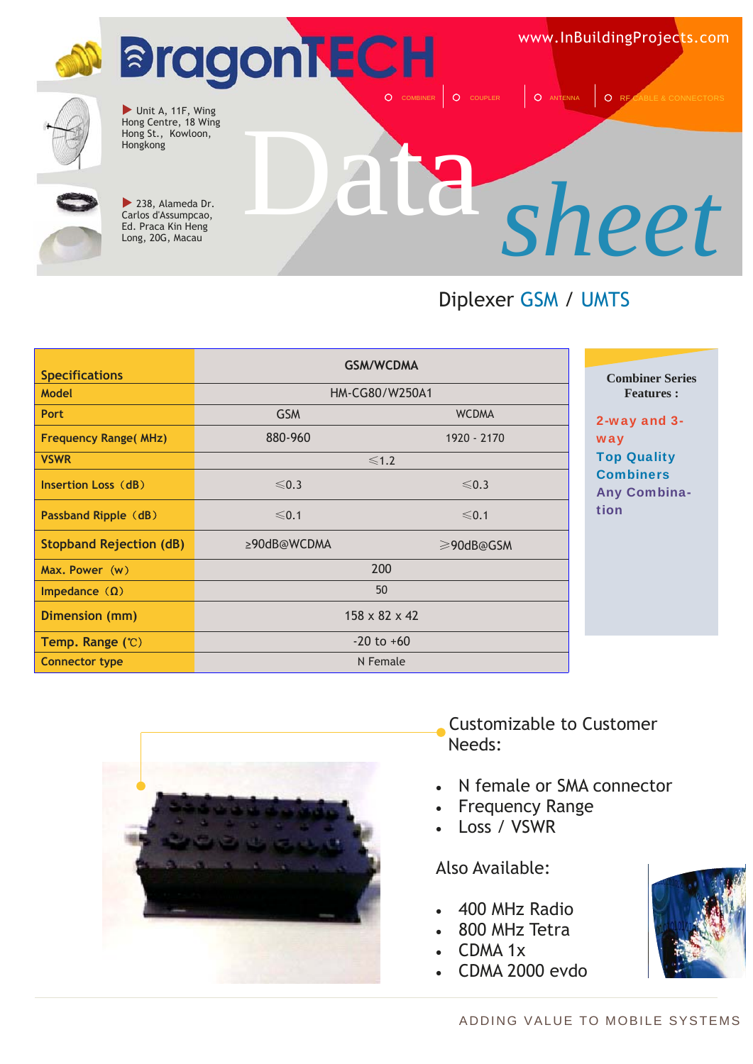# DragonTECH

www.InBuildingProjects.com

COMBINER | COUPLER | ANTENNA | RF CABLE & CONNECTORS

Unit A, 11F, Wing Hong Centre, 18 Wing Hong St., Kowloon, Hongkong

238, Alameda Dr. Carlos d'Assumpcao, Ed. Praca Kin Heng Long, 20G, Macau

# Data sheet

## Diplexer GSM / UMTS

| Specifications | GSM/WCDMA | |
|---|---|---|
| Model | HM-CG80/W250A1 | |
| Port | GSM | WCDMA |
| Frequency Range( MHz) | 880-960 | 1920 - 2170 |
| VSWR | ≤1.2 | |
| Insertion Loss（dB） | ≤0.3 | ≤0.3 |
| Passband Ripple（dB） | ≤0.1 | ≤0.1 |
| Stopband Rejection (dB) | ≥90dB@WCDMA | ≥90dB@GSM |
| Max. Power（w） | 200 | |
| Impedance（Ω） | 50 | |
| Dimension (mm) | 158 x 82 x 42 | |
| Temp. Range (℃) | -20 to +60 | |
| Connector type | N Female | |

**Combiner Series Features :**

2-way and 3-way

Top Quality Combiners

Any Combination

Customizable to Customer Needs:

- N female or SMA connector
- Frequency Range
- Loss / VSWR

Also Available:

- 400 MHz Radio
- 800 MHz Tetra
- CDMA 1x
- CDMA 2000 evdo

ADDING VALUE TO MOBILE SYSTEMS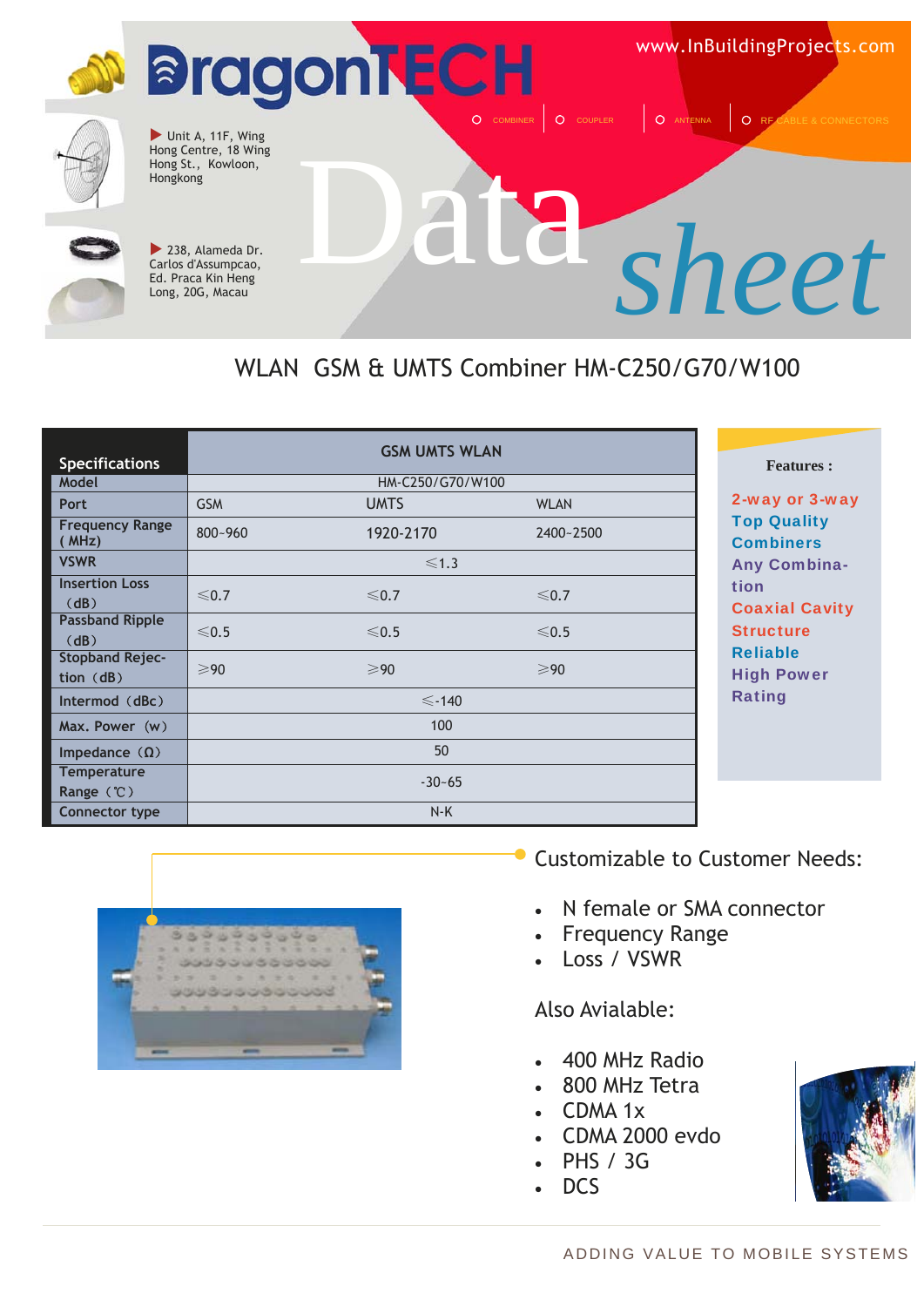# DragonTECH

www.InBuildingProjects.com

COMBINER | COUPLER | ANTENNA | RF CABLE & CONNECTORS

▶ Unit A, 11F, Wing Hong Centre, 18 Wing Hong St., Kowloon, Hongkong

▶ 238, Alameda Dr. Carlos d'Assumpcao, Ed. Praca Kin Heng Long, 20G, Macau

# Data *sheet*

## WLAN GSM & UMTS Combiner HM-C250/G70/W100

| Specifications | GSM UMTS WLAN | | |
|---|---|---|---|
| Model | HM-C250/G70/W100 | | |
| Port | GSM | UMTS | WLAN |
| Frequency Range ( MHz) | 800~960 | 1920-2170 | 2400~2500 |
| VSWR | ≤1.3 | | |
| Insertion Loss (dB) | ≤0.7 | ≤0.7 | ≤0.7 |
| Passband Ripple (dB) | ≤0.5 | ≤0.5 | ≤0.5 |
| Stopband Rejection (dB) | ≥90 | ≥90 | ≥90 |
| Intermod (dBc) | ≤-140 | | |
| Max. Power (w) | 100 | | |
| Impedance (Ω) | 50 | | |
| Temperature Range (℃) | -30~65 | | |
| Connector type | N-K | | |

**Features :**

- 2-way or 3-way
- Top Quality Combiners
- Any Combination
- Coaxial Cavity Structure
- Reliable
- High Power Rating

Customizable to Customer Needs:

- N female or SMA connector
- Frequency Range
- Loss / VSWR

Also Avialable:

- 400 MHz Radio
- 800 MHz Tetra
- CDMA 1x
- CDMA 2000 evdo
- PHS / 3G
- DCS

ADDING VALUE TO MOBILE SYSTEMS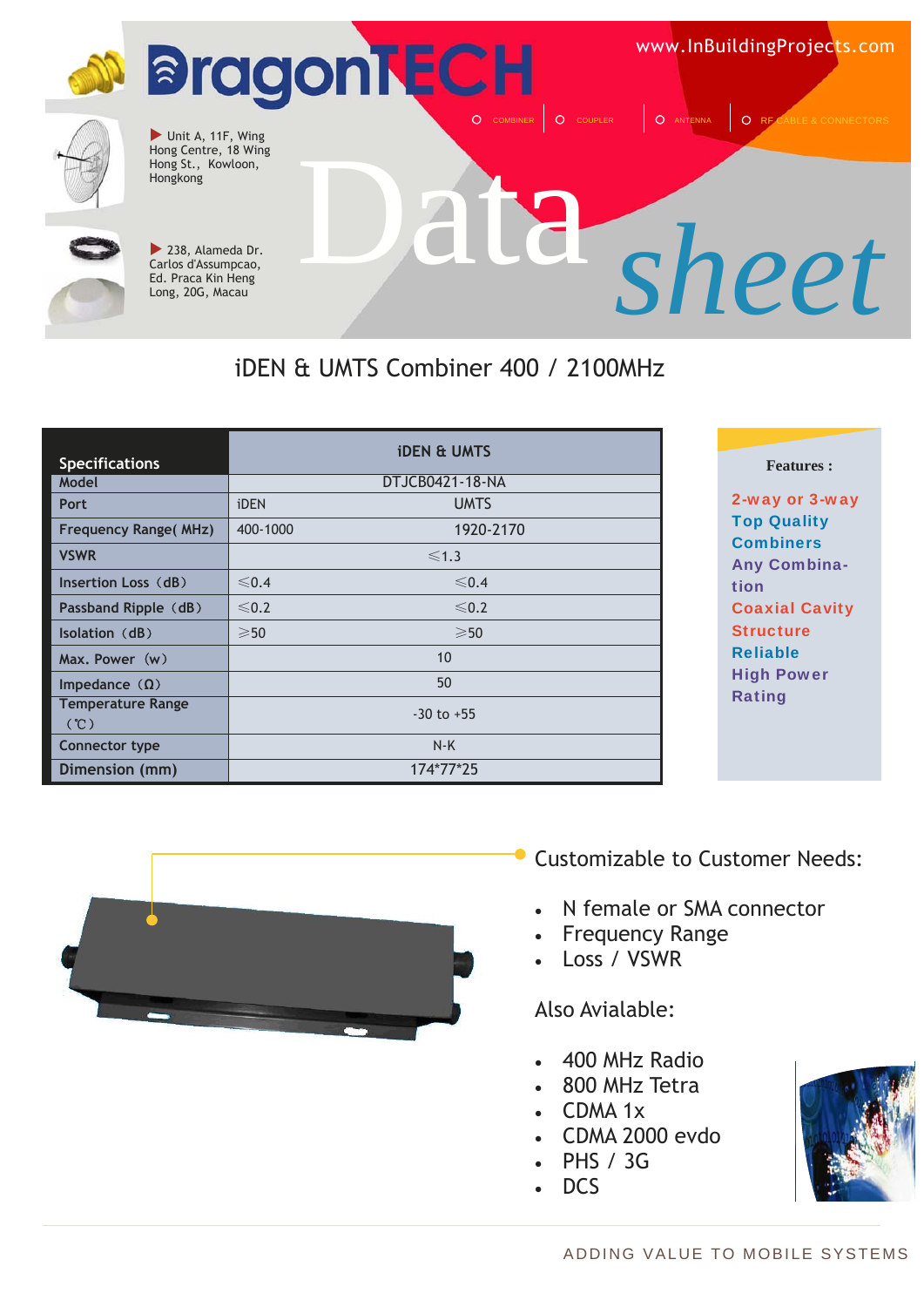# DragonTECH

www.InBuildingProjects.com

COMBINER | COUPLER | ANTENNA | RF CABLE & CONNECTORS

Unit A, 11F, Wing Hong Centre, 18 Wing Hong St., Kowloon, Hongkong

238, Alameda Dr. Carlos d'Assumpcao, Ed. Praca Kin Heng Long, 20G, Macau

# Data *sheet*

## iDEN & UMTS Combiner 400 / 2100MHz

| Specifications | iDEN & UMTS | |
|---|---|---|
| Model | DTJCB0421-18-NA | |
| Port | iDEN | UMTS |
| Frequency Range( MHz) | 400-1000 | 1920-2170 |
| VSWR | ≤1.3 | |
| Insertion Loss（dB） | ≤0.4 | ≤0.4 |
| Passband Ripple（dB） | ≤0.2 | ≤0.2 |
| Isolation（dB） | ≥50 | ≥50 |
| Max. Power（w） | 10 | |
| Impedance（Ω） | 50 | |
| Temperature Range（℃） | -30 to +55 | |
| Connector type | N-K | |
| Dimension (mm) | 174*77*25 | |

**Features :**

- 2-way or 3-way Top Quality Combiners
- Any Combination
- Coaxial Cavity Structure
- Reliable High Power Rating

Customizable to Customer Needs:

- N female or SMA connector
- Frequency Range
- Loss / VSWR

Also Avialable:

- 400 MHz Radio
- 800 MHz Tetra
- CDMA 1x
- CDMA 2000 evdo
- PHS / 3G
- DCS

ADDING VALUE TO MOBILE SYSTEMS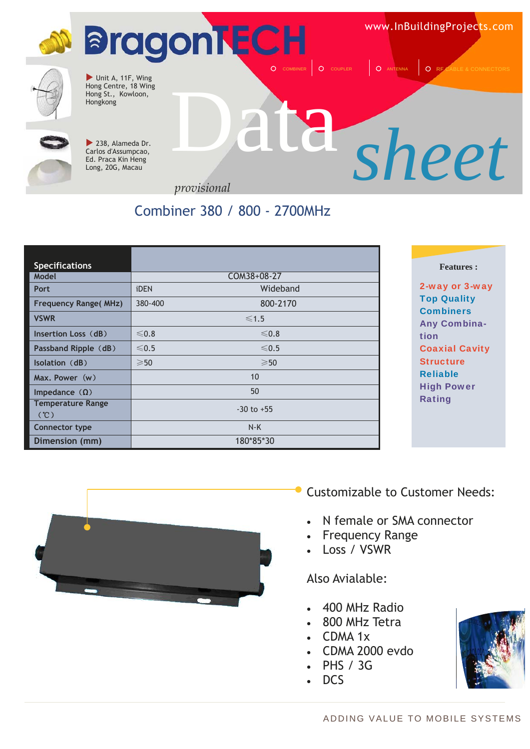# DragonTECH

www.InBuildingProjects.com

COMBINER | COUPLER | ANTENNA | RF CABLE & CONNECTORS

Unit A, 11F, Wing Hong Centre, 18 Wing Hong St., Kowloon, Hongkong

238, Alameda Dr. Carlos d'Assumpcao, Ed. Praca Kin Heng Long, 20G, Macau

# Data sheet

*provisional*

## Combiner 380 / 800 - 2700MHz

| Specifications | | |
|---|---|---|
| Model | COM38+08-27 | |
| Port | iDEN | Wideband |
| Frequency Range( MHz) | 380-400 | 800-2170 |
| VSWR | ≤1.5 | |
| Insertion Loss（dB） | ≤0.8 | ≤0.8 |
| Passband Ripple（dB） | ≤0.5 | ≤0.5 |
| Isolation（dB） | ≥50 | ≥50 |
| Max. Power（w） | 10 | |
| Impedance（Ω） | 50 | |
| Temperature Range（℃） | -30 to +55 | |
| Connector type | N-K | |
| Dimension (mm) | 180*85*30 | |

**Features :**

2-way or 3-way Top Quality Combiners

Any Combination

Coaxial Cavity Structure

Reliable

High Power Rating

Customizable to Customer Needs:

- N female or SMA connector
- Frequency Range
- Loss / VSWR

Also Avialable:

- 400 MHz Radio
- 800 MHz Tetra
- CDMA 1x
- CDMA 2000 evdo
- PHS / 3G
- DCS

ADDING VALUE TO MOBILE SYSTEMS